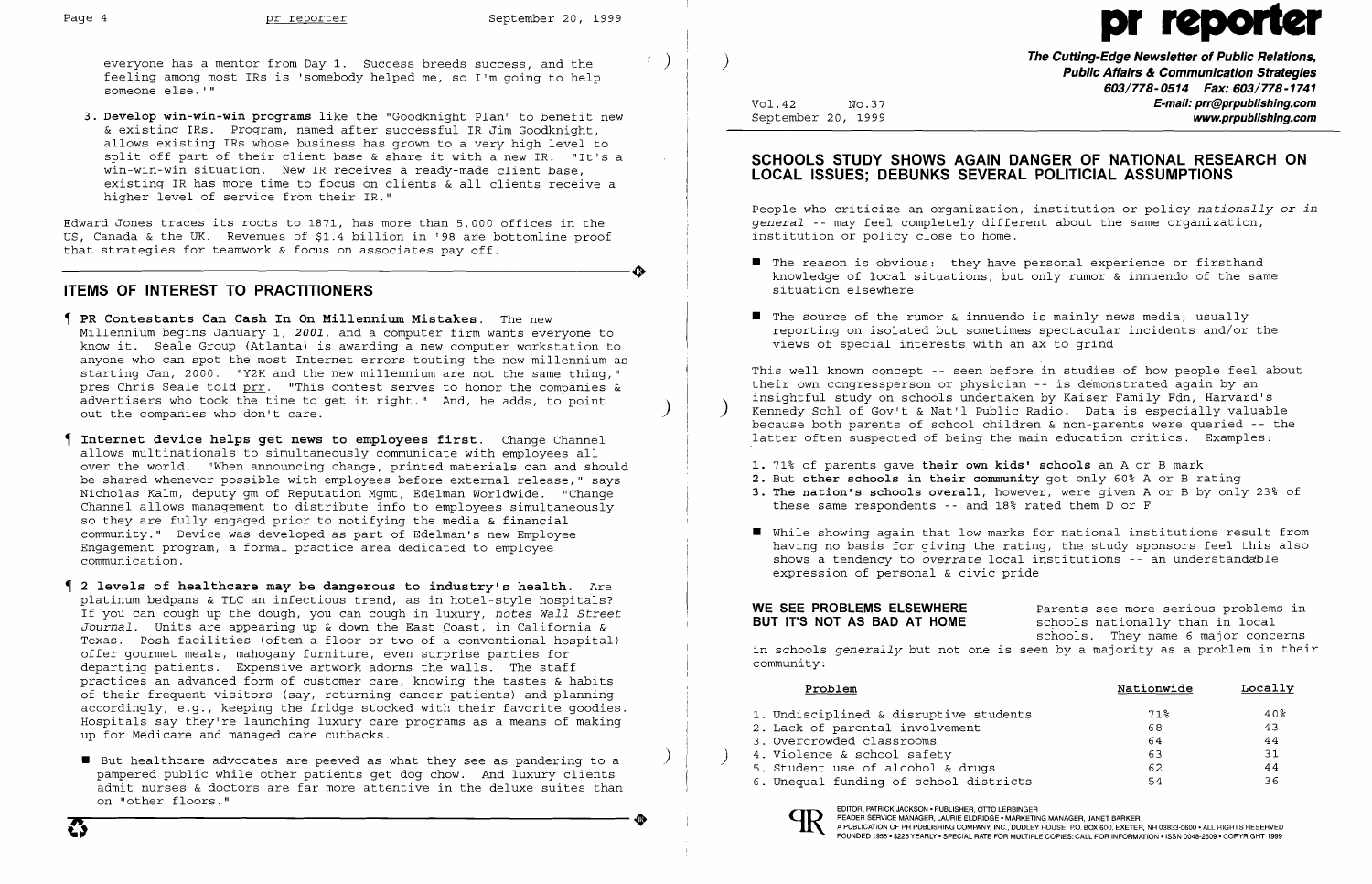everyone has a mentor from Day 1. Success breeds success, and the feeling among most IRs is 'somebody helped me, so I'm going to help someone else.'"

3. **Develop win-win-win programs** like the "Goodknight Plan" to benefit new & existing IRs. Program, named after successful IR Jim Goodknight, allows existing IRs whose business has grown to a very high level to split off part of their client base & share it with a new IR. "It's a win-win-win situation. New IR receives a ready-made client base, existing IR has more time to focus on clients & all clients receive a higher level of service from their IR."

Edward Jones traces its roots to 1871, has more than 5,000 offices in the US, Canada & the UK. Revenues of $1.4 billion in '98 are bottomline proof that strategies for teamwork & focus on associates pay off.

## ITEMS OF INTEREST TO PRACTITIONERS

¶ **PR Contestants Can Cash In On Millennium Mistakes.** The new Millennium begins January 1, *2001*, and a computer firm wants everyone to know it. Seale Group (Atlanta) is awarding a new computer workstation to anyone who can spot the most Internet errors touting the new millennium as starting Jan, 2000. "Y2K and the new millennium are not the same thing," pres Chris Seale told prr. "This contest serves to honor the companies & advertisers who took the time to get it right." And, he adds, to point out the companies who don't care.

¶ **Internet device helps get news to employees first.** Change Channel allows multinationals to simultaneously communicate with employees all over the world. "When announcing change, printed materials can and should be shared whenever possible with employees before external release," says Nicholas Kalm, deputy gm of Reputation Mgmt, Edelman Worldwide. "Change Channel allows management to distribute info to employees simultaneously so they are fully engaged prior to notifying the media & financial community." Device was developed as part of Edelman's new Employee Engagement program, a formal practice area dedicated to employee communication.

¶ **2 levels of healthcare may be dangerous to industry's health.** Are platinum bedpans & TLC an infectious trend, as in hotel-style hospitals? If you can cough up the dough, you can cough in luxury, *notes Wall Street Journal*. Units are appearing up & down the East Coast, in California & Texas. Posh facilities (often a floor or two of a conventional hospital) offer gourmet meals, mahogany furniture, even surprise parties for departing patients. Expensive artwork adorns the walls. The staff practices an advanced form of customer care, knowing the tastes & habits of their frequent visitors (say, returning cancer patients) and planning accordingly, e.g., keeping the fridge stocked with their favorite goodies. Hospitals say they're launching luxury care programs as a means of making up for Medicare and managed care cutbacks.

- But healthcare advocates are peeved as what they see as pandering to a pampered public while other patients get dog chow. And luxury clients admit nurses & doctors are far more attentive in the deluxe suites than on "other floors."

# pr reporter

**The Cutting-Edge Newsletter of Public Relations, Public Affairs & Communication Strategies**
**603/778-0514 Fax: 603/778-1741**
**E-mail: prr@prpublishing.com**
**www.prpublishing.com**

Vol.42 No.37
September 20, 1999

## SCHOOLS STUDY SHOWS AGAIN DANGER OF NATIONAL RESEARCH ON LOCAL ISSUES; DEBUNKS SEVERAL POLITICIAN ASSUMPTIONS

People who criticize an organization, institution or policy *nationally or in general* -- may feel completely different about the same organization, institution or policy close to home.

- The reason is obvious: they have personal experience or firsthand knowledge of local situations, but only rumor & innuendo of the same situation elsewhere
- The source of the rumor & innuendo is mainly news media, usually reporting on isolated but sometimes spectacular incidents and/or the views of special interests with an ax to grind

This well known concept -- seen before in studies of how people feel about their own congressperson or physician -- is demonstrated again by an insightful study on schools undertaken by Kaiser Family Fdn, Harvard's Kennedy Schl of Gov't & Nat'l Public Radio. Data is especially valuable because both parents of school children & non-parents were queried -- the latter often suspected of being the main education critics. Examples:

1. 71% of parents gave **their own kids' schools** an A or B mark
2. But **other schools in their community** got only 60% A or B rating
3. **The nation's schools overall**, however, were given A or B by only 23% of these same respondents -- and 18% rated them D or F

- While showing again that low marks for national institutions result from having no basis for giving the rating, the study sponsors feel this also shows a tendency to *overrate* local institutions -- an understandable expression of personal & civic pride

**WE SEE PROBLEMS ELSEWHERE BUT IT'S NOT AS BAD AT HOME**

Parents see more serious problems in schools nationally than in local schools. They name 6 major concerns in schools *generally* but not one is seen by a majority as a problem in their community:

| Problem | Nationwide | Locally |
|---|---|---|
| 1. Undisciplined & disruptive students | 71% | 40% |
| 2. Lack of parental involvement | 68 | 43 |
| 3. Overcrowded classrooms | 64 | 44 |
| 4. Violence & school safety | 63 | 31 |
| 5. Student use of alcohol & drugs | 62 | 44 |
| 6. Unequal funding of school districts | 54 | 36 |

EDITOR, PATRICK JACKSON • PUBLISHER, OTTO LERBINGER
READER SERVICE MANAGER, LAURIE ELDRIDGE • MARKETING MANAGER, JANET BARKER
A PUBLICATION OF PR PUBLISHING COMPANY, INC., DUDLEY HOUSE, P.O. BOX 600, EXETER, NH 03833-0600 • ALL RIGHTS RESERVED
FOUNDED 1958 • $225 YEARLY • SPECIAL RATE FOR MULTIPLE COPIES: CALL FOR INFORMATION • ISSN 0048-2609 • COPYRIGHT 1999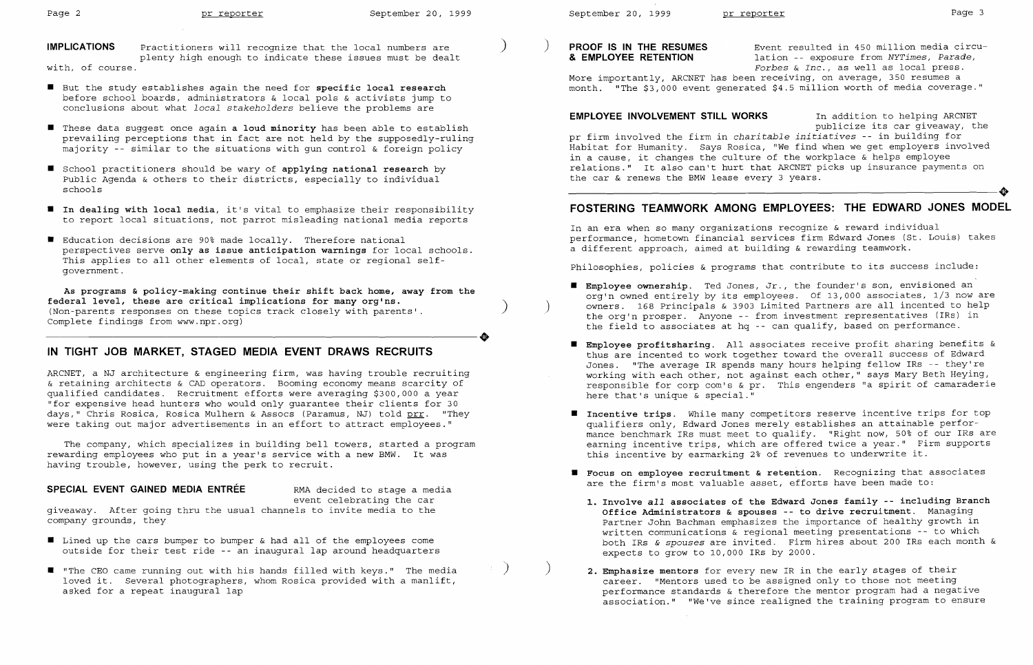**IMPLICATIONS** Practitioners will recognize that the local numbers are plenty high enough to indicate these issues must be dealt with, of course.

- But the study establishes again the need for **specific local research** before school boards, administrators & local pols & activists jump to conclusions about what *local stakeholders* believe the problems are
- These data suggest once again **a loud minority** has been able to establish prevailing perceptions that in fact are not held by the supposedly-ruling majority -- similar to the situations with gun control & foreign policy
- School practitioners should be wary of **applying national research** by Public Agenda & others to their districts, especially to individual schools
- **In dealing with local media**, it's vital to emphasize their responsibility to report local situations, not parrot misleading national media reports
- Education decisions are 90% made locally. Therefore national perspectives serve **only as issue anticipation warnings** for local schools. This applies to all other elements of local, state or regional self-government.

**As programs & policy-making continue their shift back home, away from the federal level, these are critical implications for many org'ns.** (Non-parents responses on these topics track closely with parents'. Complete findings from www.npr.org)

## IN TIGHT JOB MARKET, STAGED MEDIA EVENT DRAWS RECRUITS

ARCNET, a NJ architecture & engineering firm, was having trouble recruiting & retaining architects & CAD operators. Booming economy means scarcity of qualified candidates. Recruitment efforts were averaging $300,000 a year "for expensive head hunters who would only guarantee their clients for 30 days," Chris Rosica, Rosica Mulhern & Assocs (Paramus, NJ) told prr. "They were taking out major advertisements in an effort to attract employees."

The company, which specializes in building bell towers, started a program rewarding employees who put in a year's service with a new BMW. It was having trouble, however, using the perk to recruit.

**SPECIAL EVENT GAINED MEDIA ENTRÉE** RMA decided to stage a media event celebrating the car giveaway. After going thru the usual channels to invite media to the company grounds, they

- Lined up the cars bumper to bumper & had all of the employees come outside for their test ride -- an inaugural lap around headquarters
- "The CEO came running out with his hands filled with keys." The media loved it. Several photographers, whom Rosica provided with a manlift, asked for a repeat inaugural lap

**PROOF IS IN THE RESUMES & EMPLOYEE RETENTION** Event resulted in 450 million media circulation -- exposure from *NYTimes*, *Parade*, *Forbes & Inc.*, as well as local press. More importantly, ARCNET has been receiving, on average, 350 resumes a month. "The $3,000 event generated $4.5 million worth of media coverage."

**EMPLOYEE INVOLVEMENT STILL WORKS** In addition to helping ARCNET publicize its car giveaway, the pr firm involved the firm in *charitable initiatives* -- in building for Habitat for Humanity. Says Rosica, "We find when we get employers involved in a cause, it changes the culture of the workplace & helps employee relations." It also can't hurt that ARCNET picks up insurance payments on the car & renews the BMW lease every 3 years.

## FOSTERING TEAMWORK AMONG EMPLOYEES: THE EDWARD JONES MODEL

In an era when so many organizations recognize & reward individual performance, hometown financial services firm Edward Jones (St. Louis) takes a different approach, aimed at building & rewarding teamwork.

Philosophies, policies & programs that contribute to its success include:

- **Employee ownership.** Ted Jones, Jr., the founder's son, envisioned an org'n owned entirely by its employees. Of 13,000 associates, 1/3 now are owners. 168 Principals & 3903 Limited Partners are all incented to help the org'n prosper. Anyone -- from investment representatives (IRs) in the field to associates at hq -- can qualify, based on performance.
- **Employee profitsharing.** All associates receive profit sharing benefits & thus are incented to work together toward the overall success of Edward Jones. "The average IR spends many hours helping fellow IRs -- they're working with each other, not against each other," says Mary Beth Heying, responsible for corp com's & pr. This engenders "a spirit of camaraderie here that's unique & special."
- **Incentive trips.** While many competitors reserve incentive trips for top qualifiers only, Edward Jones merely establishes an attainable performance benchmark IRs must meet to qualify. "Right now, 50% of our IRs are earning incentive trips, which are offered twice a year." Firm supports this incentive by earmarking 2% of revenues to underwrite it.
- **Focus on employee recruitment & retention.** Recognizing that associates are the firm's most valuable asset, efforts have been made to:
  1. **Involve *all* associates of the Edward Jones family -- including Branch Office Administrators & spouses -- to drive recruitment.** Managing Partner John Bachman emphasizes the importance of healthy growth in written communications & regional meeting presentations -- to which both IRs *& spouses* are invited. Firm hires about 200 IRs each month & expects to grow to 10,000 IRs by 2000.
  2. **Emphasize mentors** for every new IR in the early stages of their career. "Mentors used to be assigned only to those not meeting performance standards & therefore the mentor program had a negative association." "We've since realigned the training program to ensure